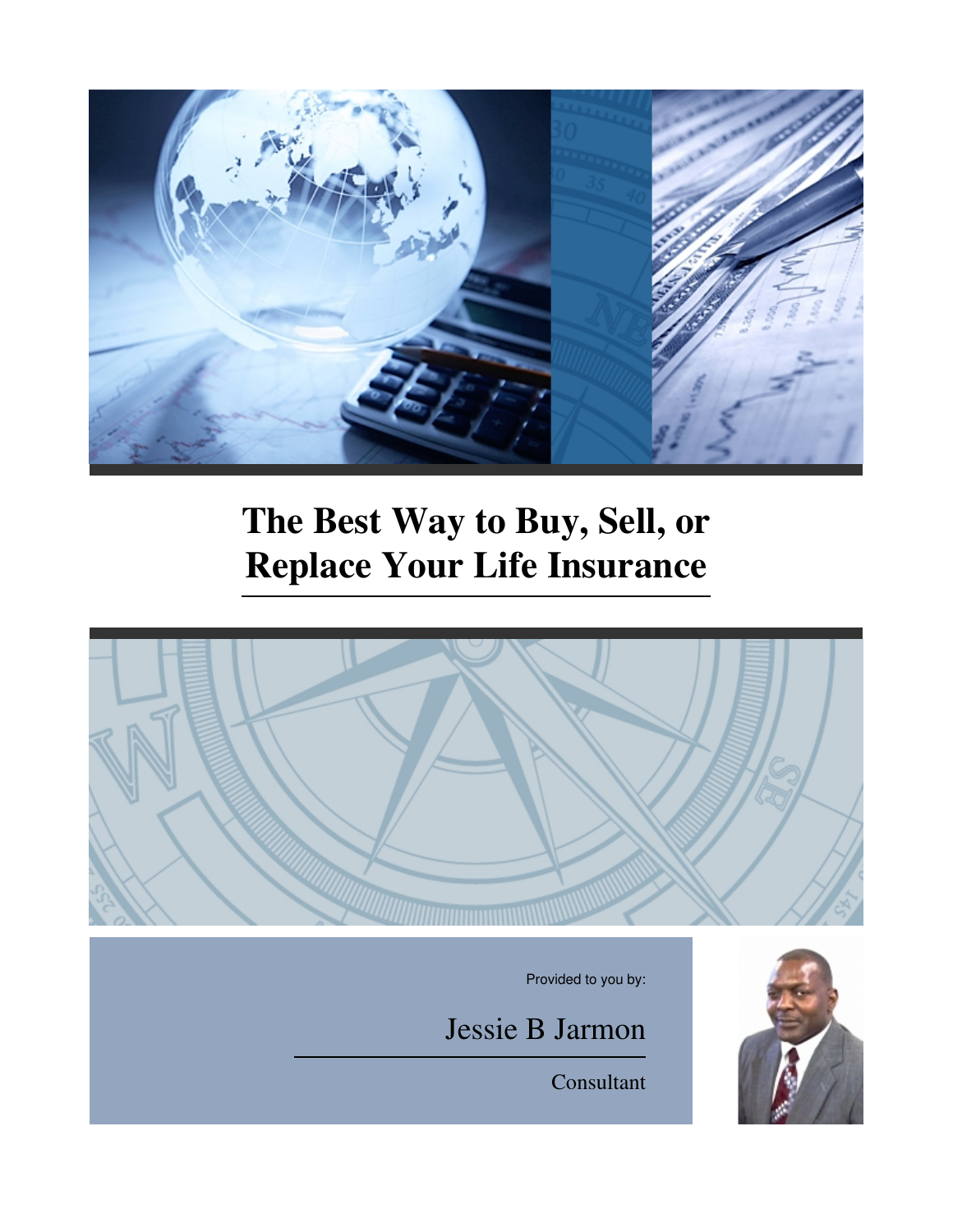# The Best Way to Buy, Sell, or Replace Your Life Insurance

Provided to you by:

Jessie B Jarmon

Consultant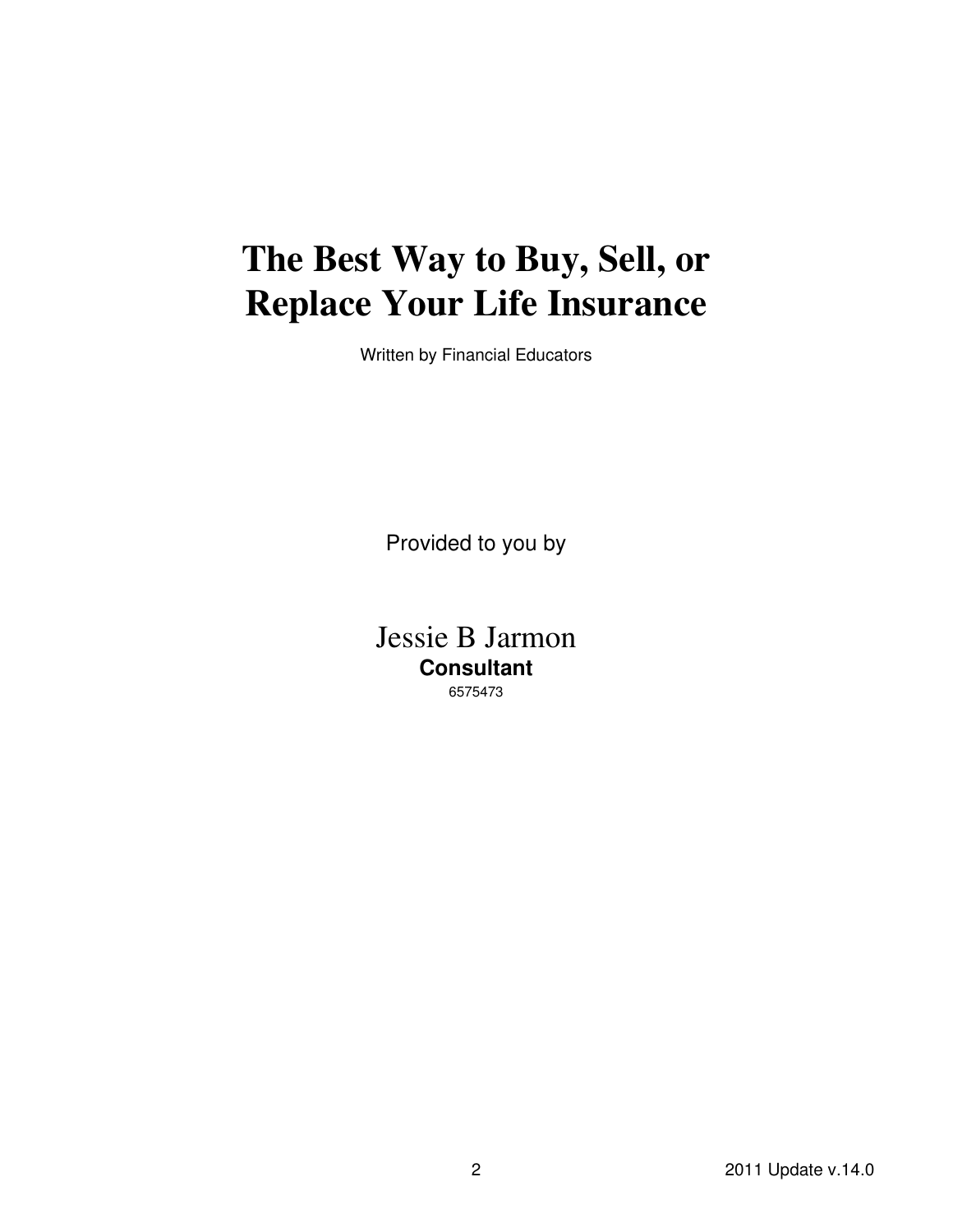# The Best Way to Buy, Sell, or Replace Your Life Insurance

Written by Financial Educators

Provided to you by

Jessie B Jarmon

**Consultant**

6575473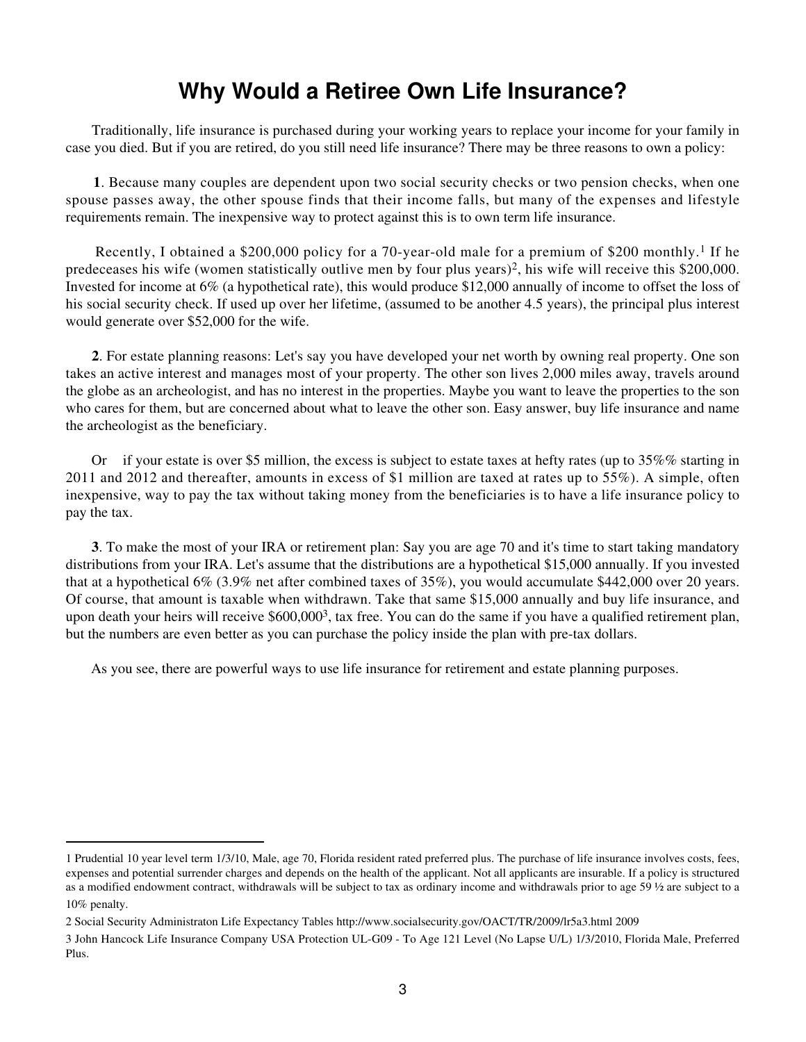# Why Would a Retiree Own Life Insurance?

Traditionally, life insurance is purchased during your working years to replace your income for your family in case you died. But if you are retired, do you still need life insurance? There may be three reasons to own a policy:

**1**. Because many couples are dependent upon two social security checks or two pension checks, when one spouse passes away, the other spouse finds that their income falls, but many of the expenses and lifestyle requirements remain. The inexpensive way to protect against this is to own term life insurance.

Recently, I obtained a $200,000 policy for a 70-year-old male for a premium of $200 monthly.[1] If he predeceases his wife (women statistically outlive men by four plus years)[2], his wife will receive this $200,000. Invested for income at 6% (a hypothetical rate), this would produce $12,000 annually of income to offset the loss of his social security check. If used up over her lifetime, (assumed to be another 4.5 years), the principal plus interest would generate over $52,000 for the wife.

**2**. For estate planning reasons: Let's say you have developed your net worth by owning real property. One son takes an active interest and manages most of your property. The other son lives 2,000 miles away, travels around the globe as an archeologist, and has no interest in the properties. Maybe you want to leave the properties to the son who cares for them, but are concerned about what to leave the other son. Easy answer, buy life insurance and name the archeologist as the beneficiary.

Or if your estate is over $5 million, the excess is subject to estate taxes at hefty rates (up to 35%% starting in 2011 and 2012 and thereafter, amounts in excess of $1 million are taxed at rates up to 55%). A simple, often inexpensive, way to pay the tax without taking money from the beneficiaries is to have a life insurance policy to pay the tax.

**3**. To make the most of your IRA or retirement plan: Say you are age 70 and it's time to start taking mandatory distributions from your IRA. Let's assume that the distributions are a hypothetical $15,000 annually. If you invested that at a hypothetical 6% (3.9% net after combined taxes of 35%), you would accumulate $442,000 over 20 years. Of course, that amount is taxable when withdrawn. Take that same $15,000 annually and buy life insurance, and upon death your heirs will receive $600,000[3], tax free. You can do the same if you have a qualified retirement plan, but the numbers are even better as you can purchase the policy inside the plan with pre-tax dollars.

As you see, there are powerful ways to use life insurance for retirement and estate planning purposes.

---

1 Prudential 10 year level term 1/3/10, Male, age 70, Florida resident rated preferred plus. The purchase of life insurance involves costs, fees, expenses and potential surrender charges and depends on the health of the applicant. Not all applicants are insurable. If a policy is structured as a modified endowment contract, withdrawals will be subject to tax as ordinary income and withdrawals prior to age 59 ½ are subject to a 10% penalty.

2 Social Security Administraton Life Expectancy Tables http://www.socialsecurity.gov/OACT/TR/2009/lr5a3.html 2009

3 John Hancock Life Insurance Company USA Protection UL-G09 - To Age 121 Level (No Lapse U/L) 1/3/2010, Florida Male, Preferred Plus.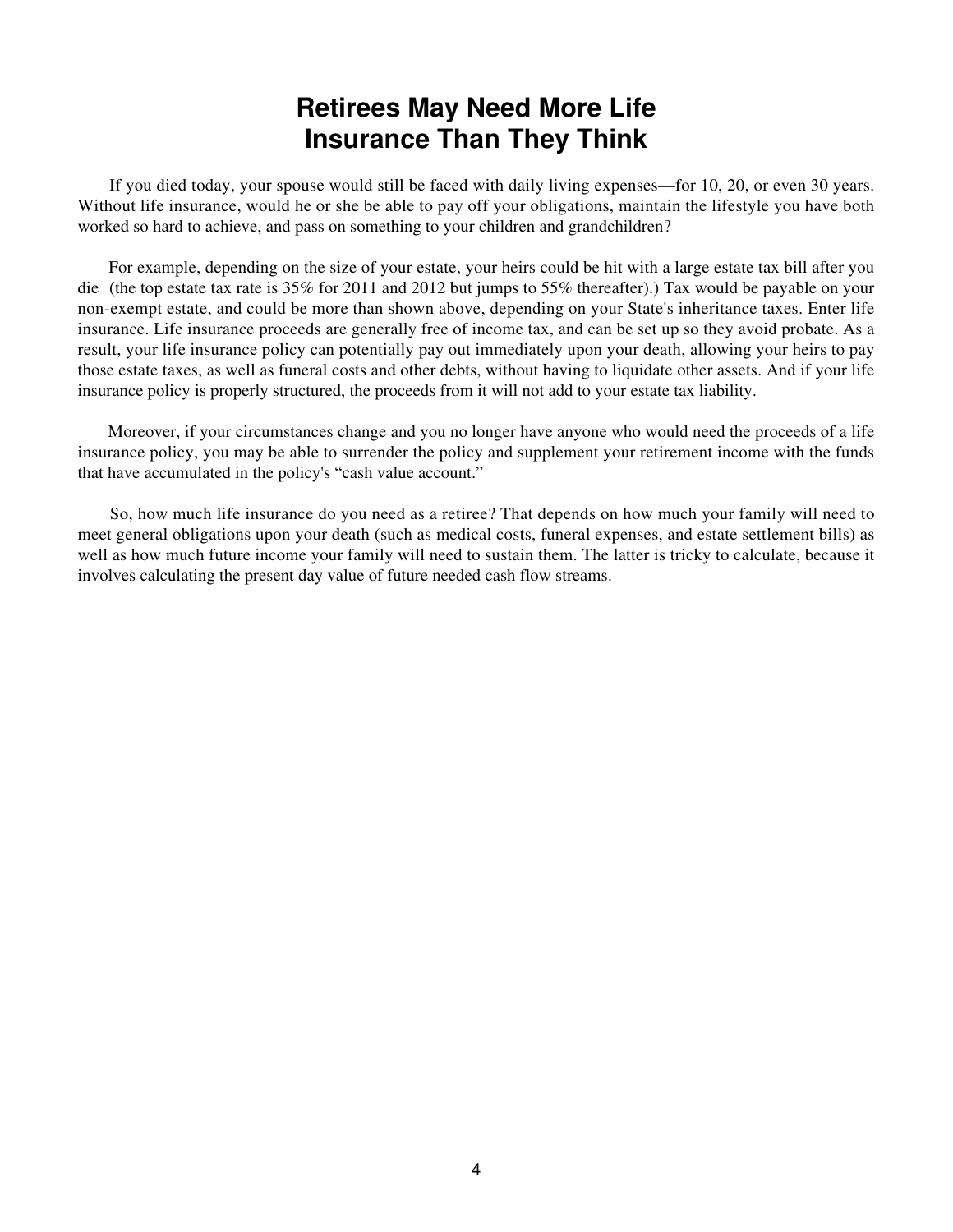# Retirees May Need More Life Insurance Than They Think

If you died today, your spouse would still be faced with daily living expenses—for 10, 20, or even 30 years. Without life insurance, would he or she be able to pay off your obligations, maintain the lifestyle you have both worked so hard to achieve, and pass on something to your children and grandchildren?

For example, depending on the size of your estate, your heirs could be hit with a large estate tax bill after you die (the top estate tax rate is 35% for 2011 and 2012 but jumps to 55% thereafter).) Tax would be payable on your non-exempt estate, and could be more than shown above, depending on your State's inheritance taxes. Enter life insurance. Life insurance proceeds are generally free of income tax, and can be set up so they avoid probate. As a result, your life insurance policy can potentially pay out immediately upon your death, allowing your heirs to pay those estate taxes, as well as funeral costs and other debts, without having to liquidate other assets. And if your life insurance policy is properly structured, the proceeds from it will not add to your estate tax liability.

Moreover, if your circumstances change and you no longer have anyone who would need the proceeds of a life insurance policy, you may be able to surrender the policy and supplement your retirement income with the funds that have accumulated in the policy's "cash value account."

So, how much life insurance do you need as a retiree? That depends on how much your family will need to meet general obligations upon your death (such as medical costs, funeral expenses, and estate settlement bills) as well as how much future income your family will need to sustain them. The latter is tricky to calculate, because it involves calculating the present day value of future needed cash flow streams.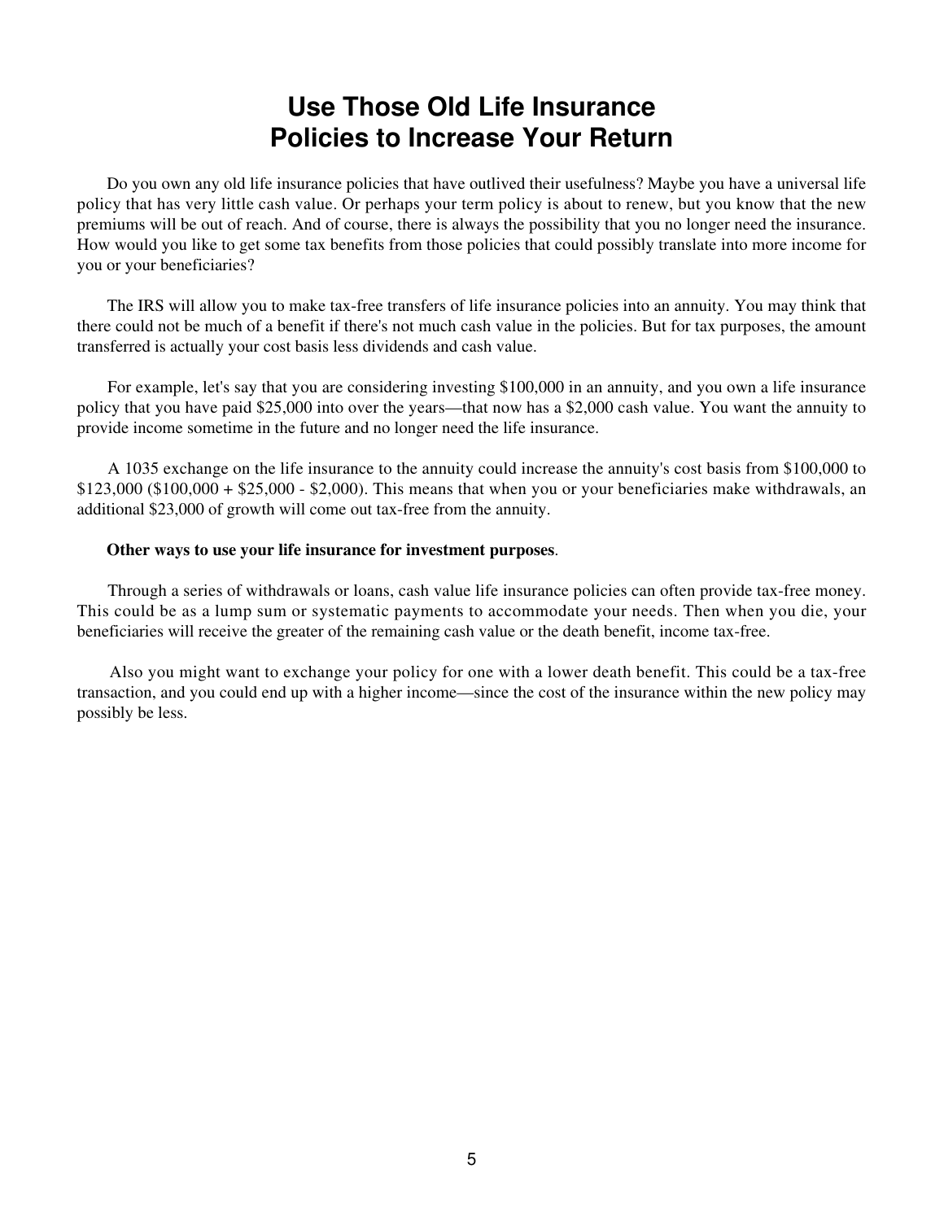# Use Those Old Life Insurance Policies to Increase Your Return

Do you own any old life insurance policies that have outlived their usefulness? Maybe you have a universal life policy that has very little cash value. Or perhaps your term policy is about to renew, but you know that the new premiums will be out of reach. And of course, there is always the possibility that you no longer need the insurance. How would you like to get some tax benefits from those policies that could possibly translate into more income for you or your beneficiaries?

The IRS will allow you to make tax-free transfers of life insurance policies into an annuity. You may think that there could not be much of a benefit if there's not much cash value in the policies. But for tax purposes, the amount transferred is actually your cost basis less dividends and cash value.

For example, let's say that you are considering investing $100,000 in an annuity, and you own a life insurance policy that you have paid $25,000 into over the years—that now has a $2,000 cash value. You want the annuity to provide income sometime in the future and no longer need the life insurance.

A 1035 exchange on the life insurance to the annuity could increase the annuity's cost basis from $100,000 to $123,000 ($100,000 + $25,000 - $2,000). This means that when you or your beneficiaries make withdrawals, an additional $23,000 of growth will come out tax-free from the annuity.

**Other ways to use your life insurance for investment purposes**.

Through a series of withdrawals or loans, cash value life insurance policies can often provide tax-free money. This could be as a lump sum or systematic payments to accommodate your needs. Then when you die, your beneficiaries will receive the greater of the remaining cash value or the death benefit, income tax-free.

Also you might want to exchange your policy for one with a lower death benefit. This could be a tax-free transaction, and you could end up with a higher income—since the cost of the insurance within the new policy may possibly be less.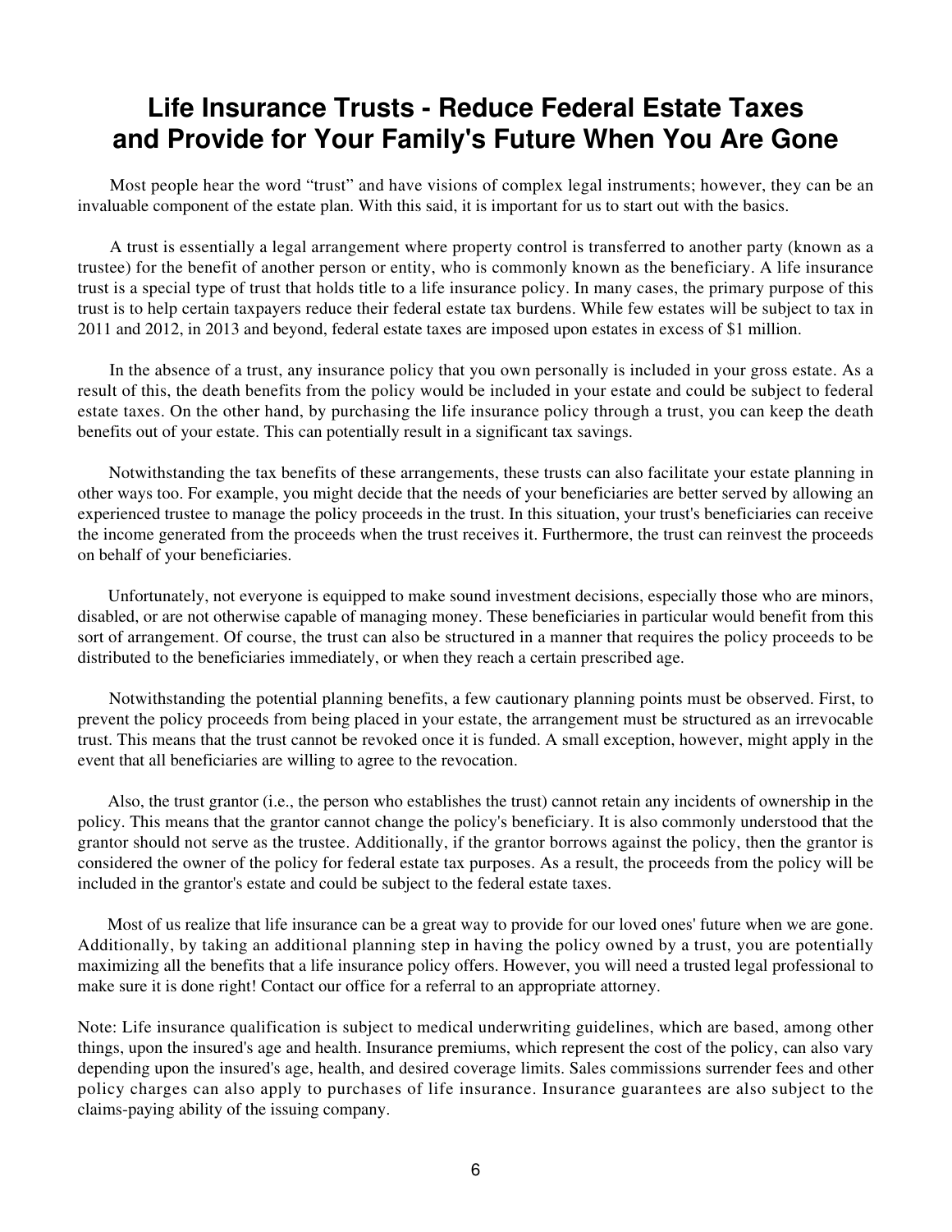# Life Insurance Trusts - Reduce Federal Estate Taxes and Provide for Your Family's Future When You Are Gone

Most people hear the word "trust" and have visions of complex legal instruments; however, they can be an invaluable component of the estate plan. With this said, it is important for us to start out with the basics.

A trust is essentially a legal arrangement where property control is transferred to another party (known as a trustee) for the benefit of another person or entity, who is commonly known as the beneficiary. A life insurance trust is a special type of trust that holds title to a life insurance policy. In many cases, the primary purpose of this trust is to help certain taxpayers reduce their federal estate tax burdens. While few estates will be subject to tax in 2011 and 2012, in 2013 and beyond, federal estate taxes are imposed upon estates in excess of $1 million.

In the absence of a trust, any insurance policy that you own personally is included in your gross estate. As a result of this, the death benefits from the policy would be included in your estate and could be subject to federal estate taxes. On the other hand, by purchasing the life insurance policy through a trust, you can keep the death benefits out of your estate. This can potentially result in a significant tax savings.

Notwithstanding the tax benefits of these arrangements, these trusts can also facilitate your estate planning in other ways too. For example, you might decide that the needs of your beneficiaries are better served by allowing an experienced trustee to manage the policy proceeds in the trust. In this situation, your trust's beneficiaries can receive the income generated from the proceeds when the trust receives it. Furthermore, the trust can reinvest the proceeds on behalf of your beneficiaries.

Unfortunately, not everyone is equipped to make sound investment decisions, especially those who are minors, disabled, or are not otherwise capable of managing money. These beneficiaries in particular would benefit from this sort of arrangement. Of course, the trust can also be structured in a manner that requires the policy proceeds to be distributed to the beneficiaries immediately, or when they reach a certain prescribed age.

Notwithstanding the potential planning benefits, a few cautionary planning points must be observed. First, to prevent the policy proceeds from being placed in your estate, the arrangement must be structured as an irrevocable trust. This means that the trust cannot be revoked once it is funded. A small exception, however, might apply in the event that all beneficiaries are willing to agree to the revocation.

Also, the trust grantor (i.e., the person who establishes the trust) cannot retain any incidents of ownership in the policy. This means that the grantor cannot change the policy's beneficiary. It is also commonly understood that the grantor should not serve as the trustee. Additionally, if the grantor borrows against the policy, then the grantor is considered the owner of the policy for federal estate tax purposes. As a result, the proceeds from the policy will be included in the grantor's estate and could be subject to the federal estate taxes.

Most of us realize that life insurance can be a great way to provide for our loved ones' future when we are gone. Additionally, by taking an additional planning step in having the policy owned by a trust, you are potentially maximizing all the benefits that a life insurance policy offers. However, you will need a trusted legal professional to make sure it is done right! Contact our office for a referral to an appropriate attorney.

Note: Life insurance qualification is subject to medical underwriting guidelines, which are based, among other things, upon the insured's age and health. Insurance premiums, which represent the cost of the policy, can also vary depending upon the insured's age, health, and desired coverage limits. Sales commissions surrender fees and other policy charges can also apply to purchases of life insurance. Insurance guarantees are also subject to the claims-paying ability of the issuing company.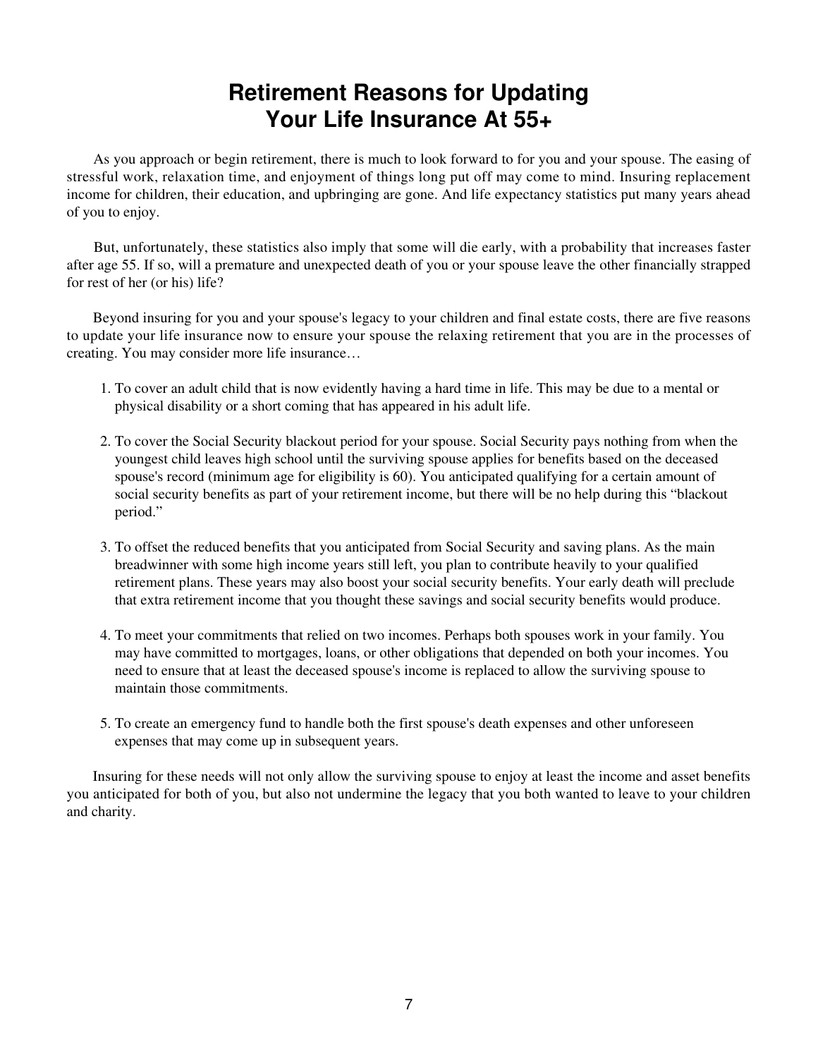# Retirement Reasons for Updating Your Life Insurance At 55+

As you approach or begin retirement, there is much to look forward to for you and your spouse. The easing of stressful work, relaxation time, and enjoyment of things long put off may come to mind. Insuring replacement income for children, their education, and upbringing are gone. And life expectancy statistics put many years ahead of you to enjoy.

But, unfortunately, these statistics also imply that some will die early, with a probability that increases faster after age 55. If so, will a premature and unexpected death of you or your spouse leave the other financially strapped for rest of her (or his) life?

Beyond insuring for you and your spouse's legacy to your children and final estate costs, there are five reasons to update your life insurance now to ensure your spouse the relaxing retirement that you are in the processes of creating. You may consider more life insurance…

1. To cover an adult child that is now evidently having a hard time in life. This may be due to a mental or physical disability or a short coming that has appeared in his adult life.

2. To cover the Social Security blackout period for your spouse. Social Security pays nothing from when the youngest child leaves high school until the surviving spouse applies for benefits based on the deceased spouse's record (minimum age for eligibility is 60). You anticipated qualifying for a certain amount of social security benefits as part of your retirement income, but there will be no help during this "blackout period."

3. To offset the reduced benefits that you anticipated from Social Security and saving plans. As the main breadwinner with some high income years still left, you plan to contribute heavily to your qualified retirement plans. These years may also boost your social security benefits. Your early death will preclude that extra retirement income that you thought these savings and social security benefits would produce.

4. To meet your commitments that relied on two incomes. Perhaps both spouses work in your family. You may have committed to mortgages, loans, or other obligations that depended on both your incomes. You need to ensure that at least the deceased spouse's income is replaced to allow the surviving spouse to maintain those commitments.

5. To create an emergency fund to handle both the first spouse's death expenses and other unforeseen expenses that may come up in subsequent years.

Insuring for these needs will not only allow the surviving spouse to enjoy at least the income and asset benefits you anticipated for both of you, but also not undermine the legacy that you both wanted to leave to your children and charity.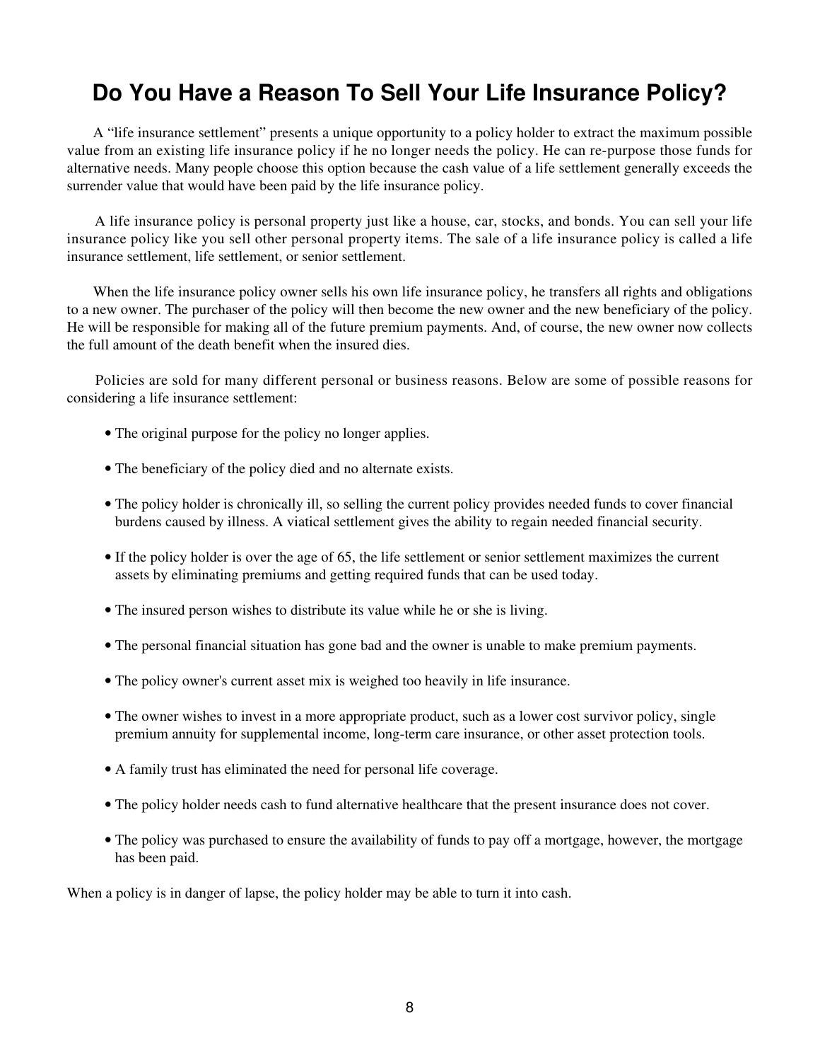# Do You Have a Reason To Sell Your Life Insurance Policy?

A “life insurance settlement” presents a unique opportunity to a policy holder to extract the maximum possible value from an existing life insurance policy if he no longer needs the policy. He can re-purpose those funds for alternative needs. Many people choose this option because the cash value of a life settlement generally exceeds the surrender value that would have been paid by the life insurance policy.

A life insurance policy is personal property just like a house, car, stocks, and bonds. You can sell your life insurance policy like you sell other personal property items. The sale of a life insurance policy is called a life insurance settlement, life settlement, or senior settlement.

When the life insurance policy owner sells his own life insurance policy, he transfers all rights and obligations to a new owner. The purchaser of the policy will then become the new owner and the new beneficiary of the policy. He will be responsible for making all of the future premium payments. And, of course, the new owner now collects the full amount of the death benefit when the insured dies.

Policies are sold for many different personal or business reasons. Below are some of possible reasons for considering a life insurance settlement:

- The original purpose for the policy no longer applies.
- The beneficiary of the policy died and no alternate exists.
- The policy holder is chronically ill, so selling the current policy provides needed funds to cover financial burdens caused by illness. A viatical settlement gives the ability to regain needed financial security.
- If the policy holder is over the age of 65, the life settlement or senior settlement maximizes the current assets by eliminating premiums and getting required funds that can be used today.
- The insured person wishes to distribute its value while he or she is living.
- The personal financial situation has gone bad and the owner is unable to make premium payments.
- The policy owner's current asset mix is weighed too heavily in life insurance.
- The owner wishes to invest in a more appropriate product, such as a lower cost survivor policy, single premium annuity for supplemental income, long-term care insurance, or other asset protection tools.
- A family trust has eliminated the need for personal life coverage.
- The policy holder needs cash to fund alternative healthcare that the present insurance does not cover.
- The policy was purchased to ensure the availability of funds to pay off a mortgage, however, the mortgage has been paid.

When a policy is in danger of lapse, the policy holder may be able to turn it into cash.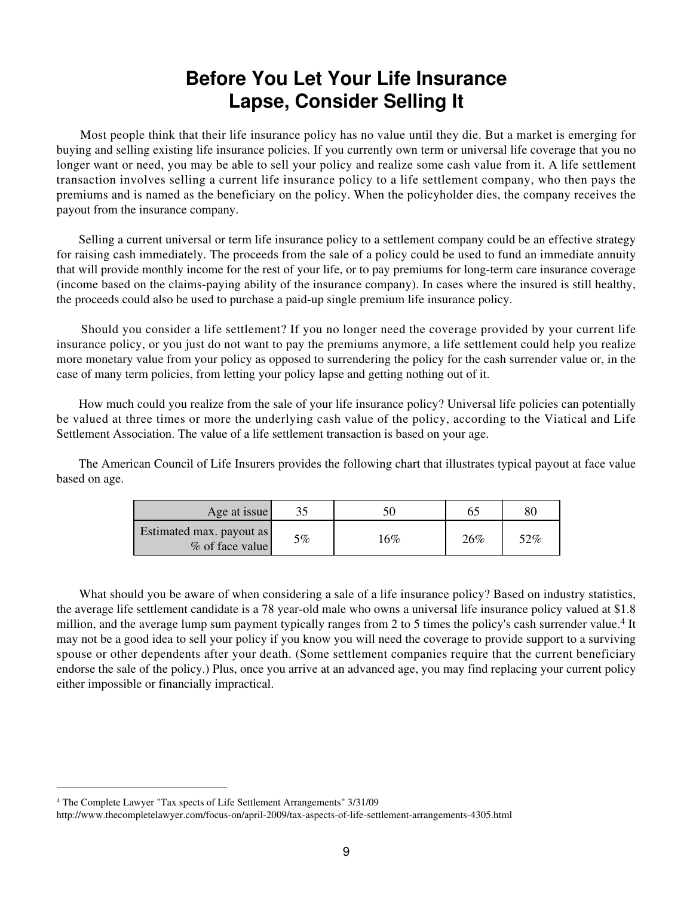# Before You Let Your Life Insurance Lapse, Consider Selling It

Most people think that their life insurance policy has no value until they die. But a market is emerging for buying and selling existing life insurance policies. If you currently own term or universal life coverage that you no longer want or need, you may be able to sell your policy and realize some cash value from it. A life settlement transaction involves selling a current life insurance policy to a life settlement company, who then pays the premiums and is named as the beneficiary on the policy. When the policyholder dies, the company receives the payout from the insurance company.

Selling a current universal or term life insurance policy to a settlement company could be an effective strategy for raising cash immediately. The proceeds from the sale of a policy could be used to fund an immediate annuity that will provide monthly income for the rest of your life, or to pay premiums for long-term care insurance coverage (income based on the claims-paying ability of the insurance company). In cases where the insured is still healthy, the proceeds could also be used to purchase a paid-up single premium life insurance policy.

Should you consider a life settlement? If you no longer need the coverage provided by your current life insurance policy, or you just do not want to pay the premiums anymore, a life settlement could help you realize more monetary value from your policy as opposed to surrendering the policy for the cash surrender value or, in the case of many term policies, from letting your policy lapse and getting nothing out of it.

How much could you realize from the sale of your life insurance policy? Universal life policies can potentially be valued at three times or more the underlying cash value of the policy, according to the Viatical and Life Settlement Association. The value of a life settlement transaction is based on your age.

The American Council of Life Insurers provides the following chart that illustrates typical payout at face value based on age.

| Age at issue | 35 | 50 | 65 | 80 |
|---|---|---|---|---|
| Estimated max. payout as % of face value | 5% | 16% | 26% | 52% |

What should you be aware of when considering a sale of a life insurance policy? Based on industry statistics, the average life settlement candidate is a 78 year-old male who owns a universal life insurance policy valued at $1.8 million, and the average lump sum payment typically ranges from 2 to 5 times the policy's cash surrender value.[4] It may not be a good idea to sell your policy if you know you will need the coverage to provide support to a surviving spouse or other dependents after your death. (Some settlement companies require that the current beneficiary endorse the sale of the policy.) Plus, once you arrive at an advanced age, you may find replacing your current policy either impossible or financially impractical.

---

[4] The Complete Lawyer "Tax spects of Life Settlement Arrangements" 3/31/09
http://www.thecompletelawyer.com/focus-on/april-2009/tax-aspects-of-life-settlement-arrangements-4305.html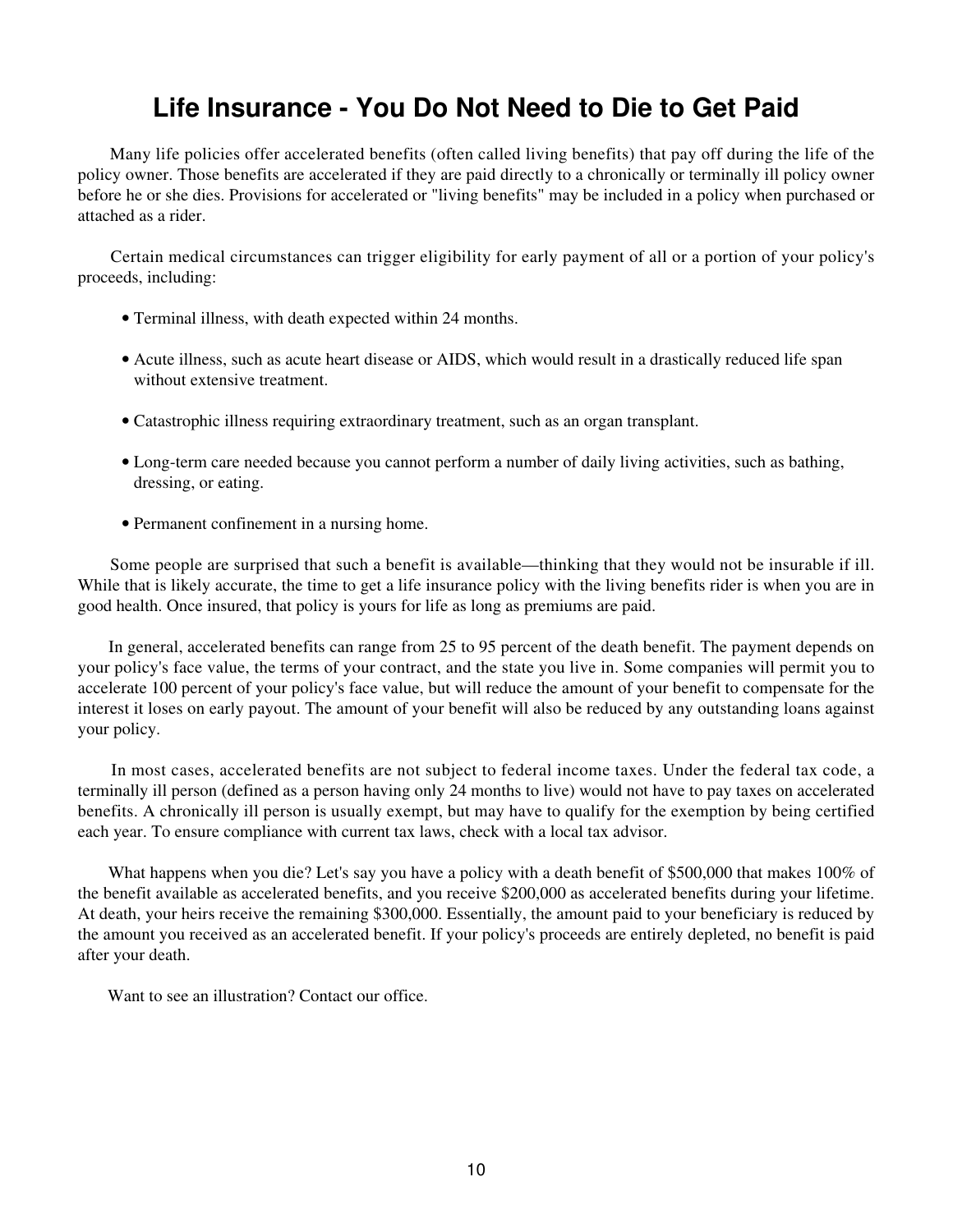# Life Insurance - You Do Not Need to Die to Get Paid

Many life policies offer accelerated benefits (often called living benefits) that pay off during the life of the policy owner. Those benefits are accelerated if they are paid directly to a chronically or terminally ill policy owner before he or she dies. Provisions for accelerated or "living benefits" may be included in a policy when purchased or attached as a rider.

Certain medical circumstances can trigger eligibility for early payment of all or a portion of your policy's proceeds, including:

- Terminal illness, with death expected within 24 months.
- Acute illness, such as acute heart disease or AIDS, which would result in a drastically reduced life span without extensive treatment.
- Catastrophic illness requiring extraordinary treatment, such as an organ transplant.
- Long-term care needed because you cannot perform a number of daily living activities, such as bathing, dressing, or eating.
- Permanent confinement in a nursing home.

Some people are surprised that such a benefit is available—thinking that they would not be insurable if ill. While that is likely accurate, the time to get a life insurance policy with the living benefits rider is when you are in good health. Once insured, that policy is yours for life as long as premiums are paid.

In general, accelerated benefits can range from 25 to 95 percent of the death benefit. The payment depends on your policy's face value, the terms of your contract, and the state you live in. Some companies will permit you to accelerate 100 percent of your policy's face value, but will reduce the amount of your benefit to compensate for the interest it loses on early payout. The amount of your benefit will also be reduced by any outstanding loans against your policy.

In most cases, accelerated benefits are not subject to federal income taxes. Under the federal tax code, a terminally ill person (defined as a person having only 24 months to live) would not have to pay taxes on accelerated benefits. A chronically ill person is usually exempt, but may have to qualify for the exemption by being certified each year. To ensure compliance with current tax laws, check with a local tax advisor.

What happens when you die? Let's say you have a policy with a death benefit of $500,000 that makes 100% of the benefit available as accelerated benefits, and you receive $200,000 as accelerated benefits during your lifetime. At death, your heirs receive the remaining $300,000. Essentially, the amount paid to your beneficiary is reduced by the amount you received as an accelerated benefit. If your policy's proceeds are entirely depleted, no benefit is paid after your death.

Want to see an illustration? Contact our office.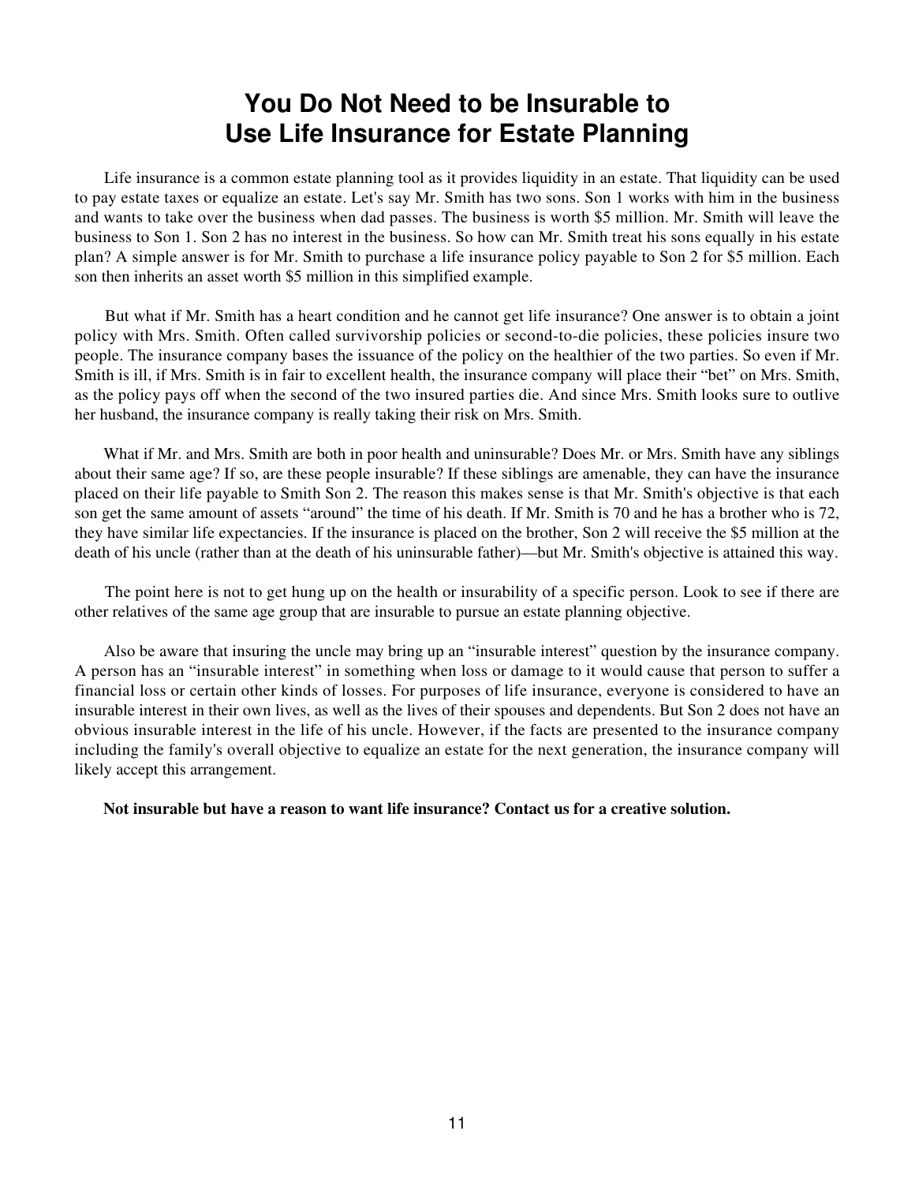# You Do Not Need to be Insurable to Use Life Insurance for Estate Planning

Life insurance is a common estate planning tool as it provides liquidity in an estate. That liquidity can be used to pay estate taxes or equalize an estate. Let's say Mr. Smith has two sons. Son 1 works with him in the business and wants to take over the business when dad passes. The business is worth $5 million. Mr. Smith will leave the business to Son 1. Son 2 has no interest in the business. So how can Mr. Smith treat his sons equally in his estate plan? A simple answer is for Mr. Smith to purchase a life insurance policy payable to Son 2 for $5 million. Each son then inherits an asset worth $5 million in this simplified example.

But what if Mr. Smith has a heart condition and he cannot get life insurance? One answer is to obtain a joint policy with Mrs. Smith. Often called survivorship policies or second-to-die policies, these policies insure two people. The insurance company bases the issuance of the policy on the healthier of the two parties. So even if Mr. Smith is ill, if Mrs. Smith is in fair to excellent health, the insurance company will place their "bet" on Mrs. Smith, as the policy pays off when the second of the two insured parties die. And since Mrs. Smith looks sure to outlive her husband, the insurance company is really taking their risk on Mrs. Smith.

What if Mr. and Mrs. Smith are both in poor health and uninsurable? Does Mr. or Mrs. Smith have any siblings about their same age? If so, are these people insurable? If these siblings are amenable, they can have the insurance placed on their life payable to Smith Son 2. The reason this makes sense is that Mr. Smith's objective is that each son get the same amount of assets "around" the time of his death. If Mr. Smith is 70 and he has a brother who is 72, they have similar life expectancies. If the insurance is placed on the brother, Son 2 will receive the $5 million at the death of his uncle (rather than at the death of his uninsurable father)—but Mr. Smith's objective is attained this way.

The point here is not to get hung up on the health or insurability of a specific person. Look to see if there are other relatives of the same age group that are insurable to pursue an estate planning objective.

Also be aware that insuring the uncle may bring up an "insurable interest" question by the insurance company. A person has an "insurable interest" in something when loss or damage to it would cause that person to suffer a financial loss or certain other kinds of losses. For purposes of life insurance, everyone is considered to have an insurable interest in their own lives, as well as the lives of their spouses and dependents. But Son 2 does not have an obvious insurable interest in the life of his uncle. However, if the facts are presented to the insurance company including the family's overall objective to equalize an estate for the next generation, the insurance company will likely accept this arrangement.

**Not insurable but have a reason to want life insurance? Contact us for a creative solution.**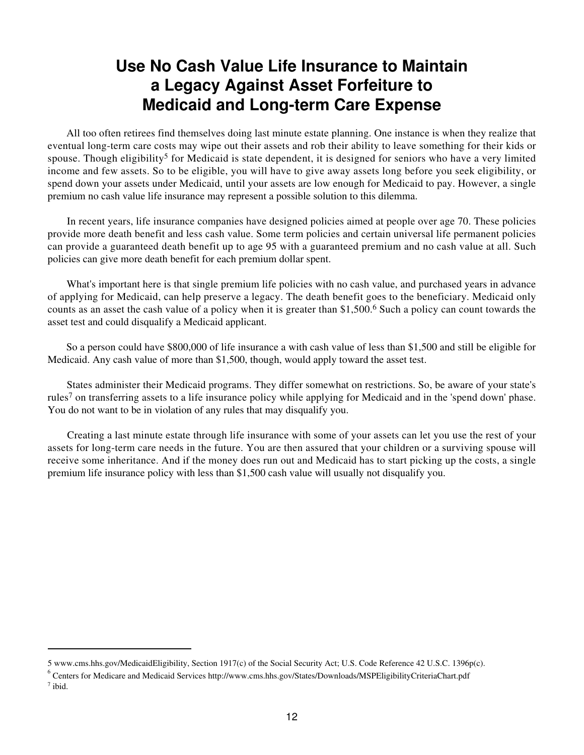# Use No Cash Value Life Insurance to Maintain a Legacy Against Asset Forfeiture to Medicaid and Long-term Care Expense

All too often retirees find themselves doing last minute estate planning. One instance is when they realize that eventual long-term care costs may wipe out their assets and rob their ability to leave something for their kids or spouse. Though eligibility[5] for Medicaid is state dependent, it is designed for seniors who have a very limited income and few assets. So to be eligible, you will have to give away assets long before you seek eligibility, or spend down your assets under Medicaid, until your assets are low enough for Medicaid to pay. However, a single premium no cash value life insurance may represent a possible solution to this dilemma.

In recent years, life insurance companies have designed policies aimed at people over age 70. These policies provide more death benefit and less cash value. Some term policies and certain universal life permanent policies can provide a guaranteed death benefit up to age 95 with a guaranteed premium and no cash value at all. Such policies can give more death benefit for each premium dollar spent.

What's important here is that single premium life policies with no cash value, and purchased years in advance of applying for Medicaid, can help preserve a legacy. The death benefit goes to the beneficiary. Medicaid only counts as an asset the cash value of a policy when it is greater than $1,500.[6] Such a policy can count towards the asset test and could disqualify a Medicaid applicant.

So a person could have $800,000 of life insurance a with cash value of less than $1,500 and still be eligible for Medicaid. Any cash value of more than $1,500, though, would apply toward the asset test.

States administer their Medicaid programs. They differ somewhat on restrictions. So, be aware of your state's rules[7] on transferring assets to a life insurance policy while applying for Medicaid and in the 'spend down' phase. You do not want to be in violation of any rules that may disqualify you.

Creating a last minute estate through life insurance with some of your assets can let you use the rest of your assets for long-term care needs in the future. You are then assured that your children or a surviving spouse will receive some inheritance. And if the money does run out and Medicaid has to start picking up the costs, a single premium life insurance policy with less than $1,500 cash value will usually not disqualify you.

---

5 www.cms.hhs.gov/MedicaidEligibility, Section 1917(c) of the Social Security Act; U.S. Code Reference 42 U.S.C. 1396p(c).

6 Centers for Medicare and Medicaid Services http://www.cms.hhs.gov/States/Downloads/MSPEligibilityCriteriaChart.pdf

7 ibid.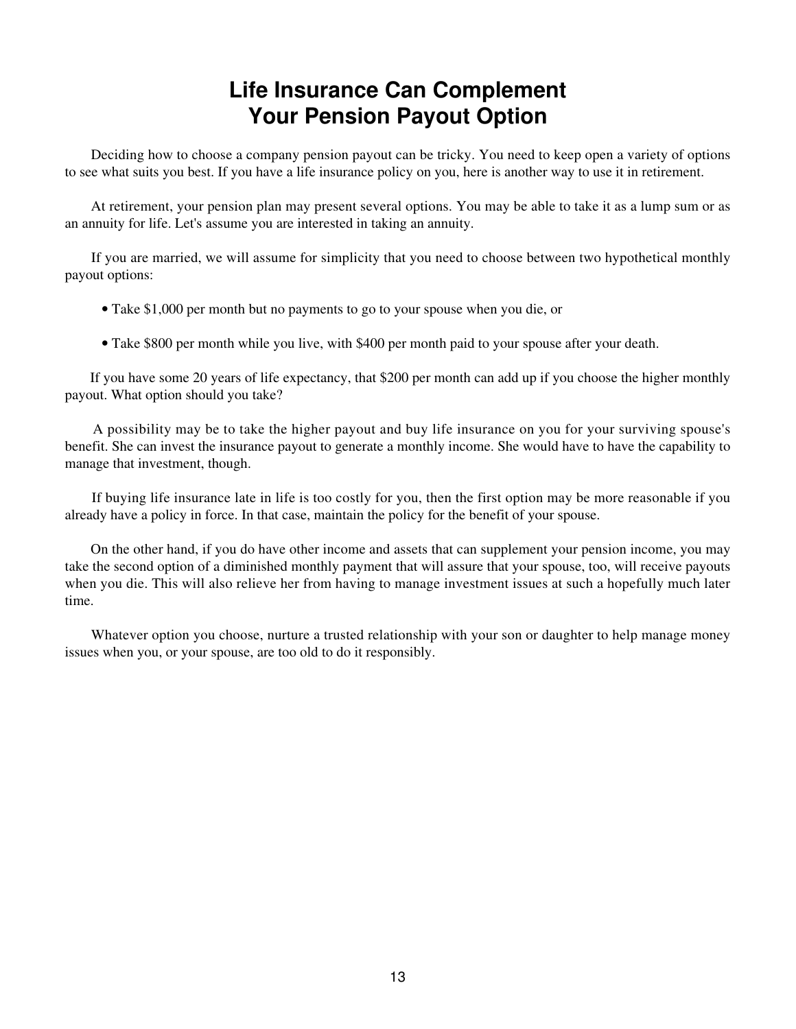# Life Insurance Can Complement Your Pension Payout Option

Deciding how to choose a company pension payout can be tricky. You need to keep open a variety of options to see what suits you best. If you have a life insurance policy on you, here is another way to use it in retirement.

At retirement, your pension plan may present several options. You may be able to take it as a lump sum or as an annuity for life. Let's assume you are interested in taking an annuity.

If you are married, we will assume for simplicity that you need to choose between two hypothetical monthly payout options:

- Take $1,000 per month but no payments to go to your spouse when you die, or

- Take $800 per month while you live, with $400 per month paid to your spouse after your death.

If you have some 20 years of life expectancy, that $200 per month can add up if you choose the higher monthly payout. What option should you take?

A possibility may be to take the higher payout and buy life insurance on you for your surviving spouse's benefit. She can invest the insurance payout to generate a monthly income. She would have to have the capability to manage that investment, though.

If buying life insurance late in life is too costly for you, then the first option may be more reasonable if you already have a policy in force. In that case, maintain the policy for the benefit of your spouse.

On the other hand, if you do have other income and assets that can supplement your pension income, you may take the second option of a diminished monthly payment that will assure that your spouse, too, will receive payouts when you die. This will also relieve her from having to manage investment issues at such a hopefully much later time.

Whatever option you choose, nurture a trusted relationship with your son or daughter to help manage money issues when you, or your spouse, are too old to do it responsibly.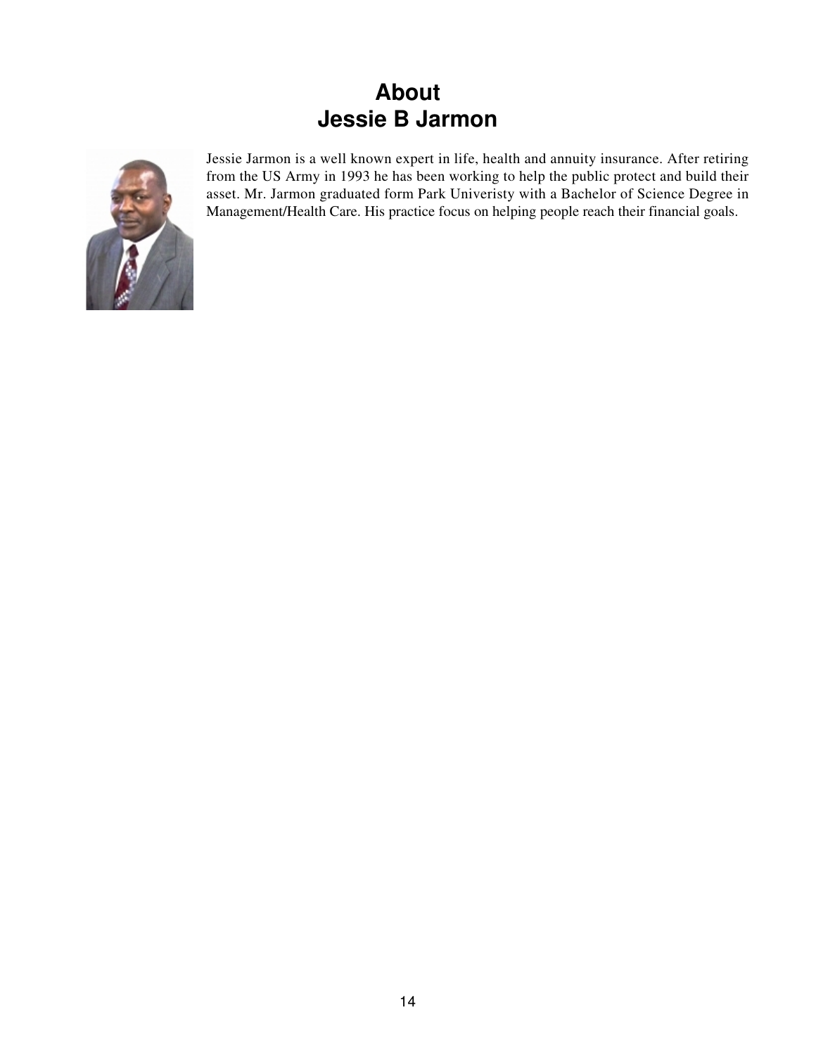# About
# Jessie B Jarmon

Jessie Jarmon is a well known expert in life, health and annuity insurance. After retiring from the US Army in 1993 he has been working to help the public protect and build their asset. Mr. Jarmon graduated form Park Univeristy with a Bachelor of Science Degree in Management/Health Care. His practice focus on helping people reach their financial goals.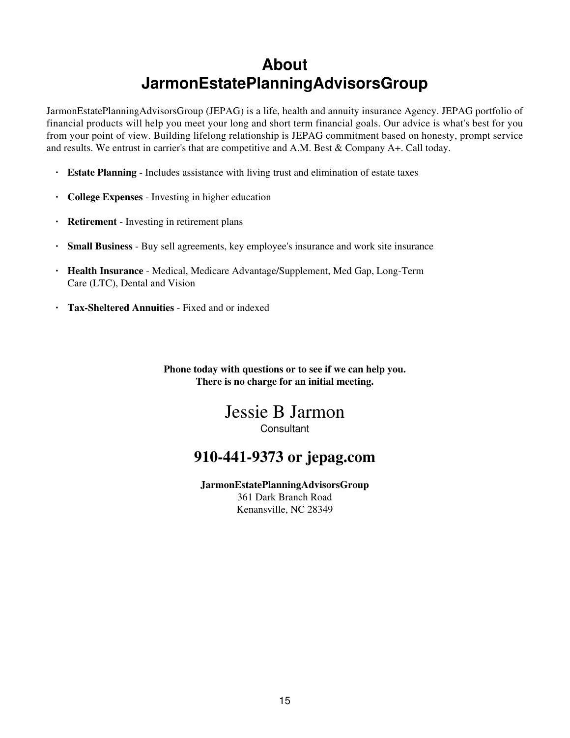# About JarmonEstatePlanningAdvisorsGroup

JarmonEstatePlanningAdvisorsGroup (JEPAG) is a life, health and annuity insurance Agency. JEPAG portfolio of financial products will help you meet your long and short term financial goals. Our advice is what's best for you from your point of view. Building lifelong relationship is JEPAG commitment based on honesty, prompt service and results. We entrust in carrier's that are competitive and A.M. Best & Company A+. Call today.

- **Estate Planning** - Includes assistance with living trust and elimination of estate taxes
- **College Expenses** - Investing in higher education
- **Retirement** - Investing in retirement plans
- **Small Business** - Buy sell agreements, key employee's insurance and work site insurance
- **Health Insurance** - Medical, Medicare Advantage/Supplement, Med Gap, Long-Term Care (LTC), Dental and Vision
- **Tax-Sheltered Annuities** - Fixed and or indexed

**Phone today with questions or to see if we can help you.**
**There is no charge for an initial meeting.**

Jessie B Jarmon
Consultant

## 910-441-9373 or jepag.com

**JarmonEstatePlanningAdvisorsGroup**
361 Dark Branch Road
Kenansville, NC 28349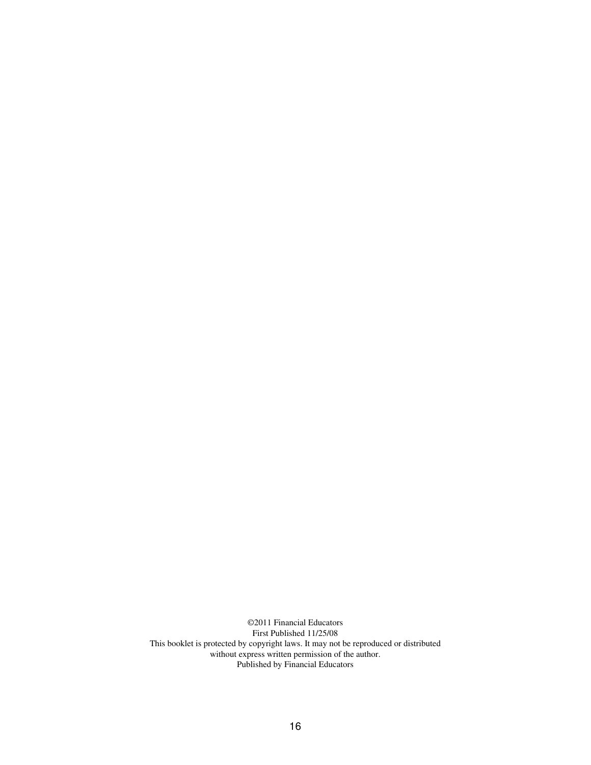©2011 Financial Educators
First Published 11/25/08
This booklet is protected by copyright laws. It may not be reproduced or distributed without express written permission of the author.
Published by Financial Educators